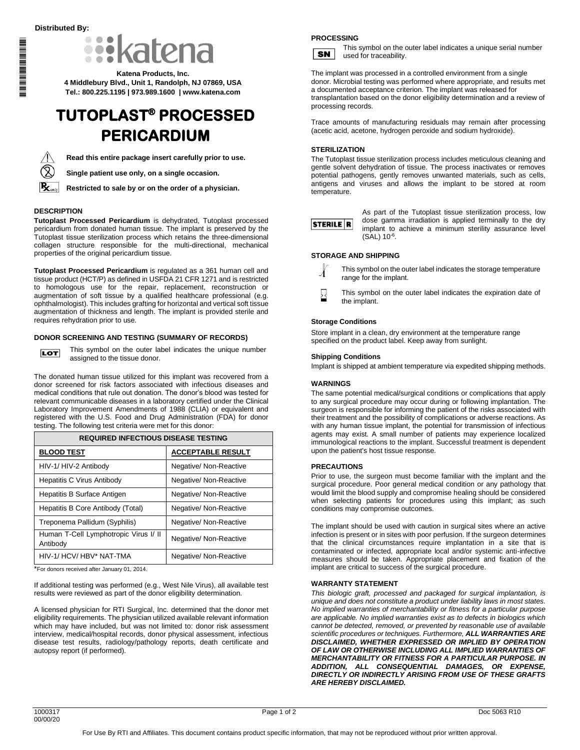**Distributed By:**

katena

**Katena Products, Inc.**
**4 Middlebury Blvd., Unit 1, Randolph, NJ 07869, USA**
**Tel.: 800.225.1195 | 973.989.1600 | www.katena.com**

# TUTOPLAST® PROCESSED PERICARDIUM

**Read this entire package insert carefully prior to use.**

**Single patient use only, on a single occasion.**

**Restricted to sale by or on the order of a physician.**

## DESCRIPTION

**Tutoplast Processed Pericardium** is dehydrated, Tutoplast processed pericardium from donated human tissue. The implant is preserved by the Tutoplast tissue sterilization process which retains the three-dimensional collagen structure responsible for the multi-directional, mechanical properties of the original pericardium tissue.

**Tutoplast Processed Pericardium** is regulated as a 361 human cell and tissue product (HCT/P) as defined in USFDA 21 CFR 1271 and is restricted to homologous use for the repair, replacement, reconstruction or augmentation of soft tissue by a qualified healthcare professional (e.g. ophthalmologist). This includes grafting for horizontal and vertical soft tissue augmentation of thickness and length. The implant is provided sterile and requires rehydration prior to use.

## DONOR SCREENING AND TESTING (SUMMARY OF RECORDS)

LOT — This symbol on the outer label indicates the unique number assigned to the tissue donor.

The donated human tissue utilized for this implant was recovered from a donor screened for risk factors associated with infectious diseases and medical conditions that rule out donation. The donor's blood was tested for relevant communicable diseases in a laboratory certified under the Clinical Laboratory Improvement Amendments of 1988 (CLIA) or equivalent and registered with the U.S. Food and Drug Administration (FDA) for donor testing. The following test criteria were met for this donor:

| REQUIRED INFECTIOUS DISEASE TESTING | |
|---|---|
| **BLOOD TEST** | **ACCEPTABLE RESULT** |
| HIV-1/ HIV-2 Antibody | Negative/ Non-Reactive |
| Hepatitis C Virus Antibody | Negative/ Non-Reactive |
| Hepatitis B Surface Antigen | Negative/ Non-Reactive |
| Hepatitis B Core Antibody (Total) | Negative/ Non-Reactive |
| Treponema Pallidum (Syphilis) | Negative/ Non-Reactive |
| Human T-Cell Lymphotropic Virus I/ II Antibody | Negative/ Non-Reactive |
| HIV-1/ HCV/ HBV* NAT-TMA | Negative/ Non-Reactive |

*For donors received after January 01, 2014.

If additional testing was performed (e.g., West Nile Virus), all available test results were reviewed as part of the donor eligibility determination.

A licensed physician for RTI Surgical, Inc. determined that the donor met eligibility requirements. The physician utilized available relevant information which may have included, but was not limited to: donor risk assessment interview, medical/hospital records, donor physical assessment, infectious disease test results, radiology/pathology reports, death certificate and autopsy report (if performed).

## PROCESSING

SN — This symbol on the outer label indicates a unique serial number used for traceability.

The implant was processed in a controlled environment from a single donor. Microbial testing was performed where appropriate, and results met a documented acceptance criterion. The implant was released for transplantation based on the donor eligibility determination and a review of processing records.

Trace amounts of manufacturing residuals may remain after processing (acetic acid, acetone, hydrogen peroxide and sodium hydroxide).

## STERILIZATION

The Tutoplast tissue sterilization process includes meticulous cleaning and gentle solvent dehydration of tissue. The process inactivates or removes potential pathogens, gently removes unwanted materials, such as cells, antigens and viruses and allows the implant to be stored at room temperature.

STERILE R — As part of the Tutoplast tissue sterilization process, low dose gamma irradiation is applied terminally to the dry implant to achieve a minimum sterility assurance level (SAL) $10^{-6}$.

## STORAGE AND SHIPPING

This symbol on the outer label indicates the storage temperature range for the implant.

This symbol on the outer label indicates the expiration date of the implant.

### Storage Conditions

Store implant in a clean, dry environment at the temperature range specified on the product label. Keep away from sunlight.

### Shipping Conditions

Implant is shipped at ambient temperature via expedited shipping methods.

## WARNINGS

The same potential medical/surgical conditions or complications that apply to any surgical procedure may occur during or following implantation. The surgeon is responsible for informing the patient of the risks associated with their treatment and the possibility of complications or adverse reactions. As with any human tissue implant, the potential for transmission of infectious agents may exist. A small number of patients may experience localized immunological reactions to the implant. Successful treatment is dependent upon the patient's host tissue response.

## PRECAUTIONS

Prior to use, the surgeon must become familiar with the implant and the surgical procedure. Poor general medical condition or any pathology that would limit the blood supply and compromise healing should be considered when selecting patients for procedures using this implant; as such conditions may compromise outcomes.

The implant should be used with caution in surgical sites where an active infection is present or in sites with poor perfusion. If the surgeon determines that the clinical circumstances require implantation in a site that is contaminated or infected, appropriate local and/or systemic anti-infective measures should be taken. Appropriate placement and fixation of the implant are critical to success of the surgical procedure.

## WARRANTY STATEMENT

*This biologic graft, processed and packaged for surgical implantation, is unique and does not constitute a product under liability laws in most states. No implied warranties of merchantability or fitness for a particular purpose are applicable. No implied warranties exist as to defects in biologics which cannot be detected, removed, or prevented by reasonable use of available scientific procedures or techniques. Furthermore,* ***ALL WARRANTIES ARE DISCLAIMED, WHETHER EXPRESSED OR IMPLIED BY OPERATION OF LAW OR OTHERWISE INCLUDING ALL IMPLIED WARRANTIES OF MERCHANTABILITY OR FITNESS FOR A PARTICULAR PURPOSE. IN ADDITION, ALL CONSEQUENTIAL DAMAGES, OR EXPENSE, DIRECTLY OR INDIRECTLY ARISING FROM USE OF THESE GRAFTS ARE HEREBY DISCLAIMED.***

1000317
00/00/20

Doc 5063 R10

For Use By RTI and Affiliates. This document contains product specific information, that may not be reproduced without prior written approval.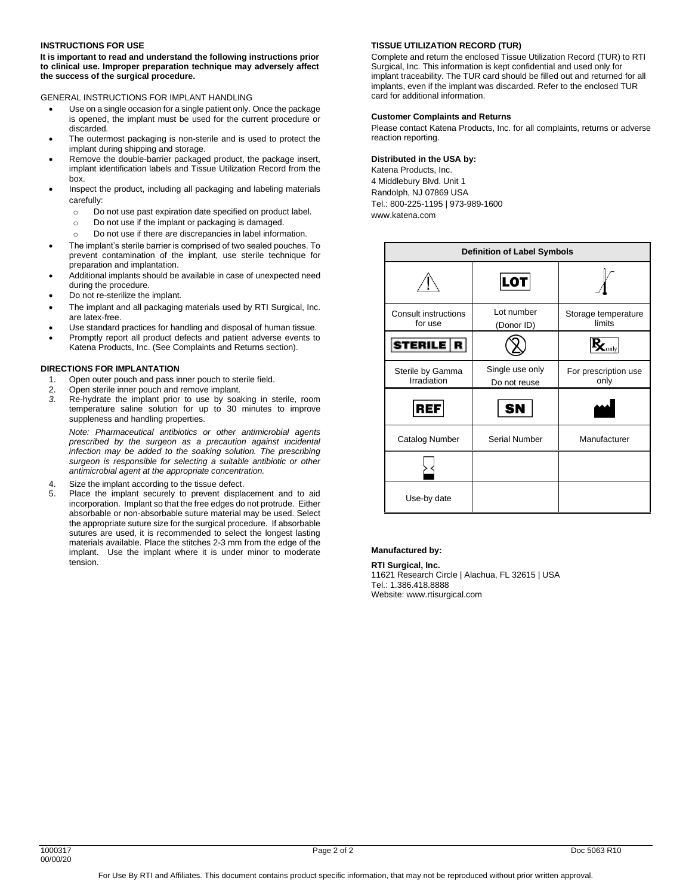## INSTRUCTIONS FOR USE

**It is important to read and understand the following instructions prior to clinical use. Improper preparation technique may adversely affect the success of the surgical procedure.**

GENERAL INSTRUCTIONS FOR IMPLANT HANDLING

- Use on a single occasion for a single patient only. Once the package is opened, the implant must be used for the current procedure or discarded.
- The outermost packaging is non-sterile and is used to protect the implant during shipping and storage.
- Remove the double-barrier packaged product, the package insert, implant identification labels and Tissue Utilization Record from the box.
- Inspect the product, including all packaging and labeling materials carefully:
  - Do not use past expiration date specified on product label.
  - Do not use if the implant or packaging is damaged.
  - Do not use if there are discrepancies in label information.
- The implant's sterile barrier is comprised of two sealed pouches. To prevent contamination of the implant, use sterile technique for preparation and implantation.
- Additional implants should be available in case of unexpected need during the procedure.
- Do not re-sterilize the implant.
- The implant and all packaging materials used by RTI Surgical, Inc. are latex-free.
- Use standard practices for handling and disposal of human tissue.
- Promptly report all product defects and patient adverse events to Katena Products, Inc. (See Complaints and Returns section).

### DIRECTIONS FOR IMPLANTATION

1. Open outer pouch and pass inner pouch to sterile field.
2. Open sterile inner pouch and remove implant.
3. Re-hydrate the implant prior to use by soaking in sterile, room temperature saline solution for up to 30 minutes to improve suppleness and handling properties.

   *Note: Pharmaceutical antibiotics or other antimicrobial agents prescribed by the surgeon as a precaution against incidental infection may be added to the soaking solution. The prescribing surgeon is responsible for selecting a suitable antibiotic or other antimicrobial agent at the appropriate concentration.*

4. Size the implant according to the tissue defect.
5. Place the implant securely to prevent displacement and to aid incorporation. Implant so that the free edges do not protrude. Either absorbable or non-absorbable suture material may be used. Select the appropriate suture size for the surgical procedure. If absorbable sutures are used, it is recommended to select the longest lasting materials available. Place the stitches 2-3 mm from the edge of the implant. Use the implant where it is under minor to moderate tension.

### TISSUE UTILIZATION RECORD (TUR)

Complete and return the enclosed Tissue Utilization Record (TUR) to RTI Surgical, Inc. This information is kept confidential and used only for implant traceability. The TUR card should be filled out and returned for all implants, even if the implant was discarded. Refer to the enclosed TUR card for additional information.

**Customer Complaints and Returns**

Please contact Katena Products, Inc. for all complaints, returns or adverse reaction reporting.

**Distributed in the USA by:**

Katena Products, Inc.
4 Middlebury Blvd. Unit 1
Randolph, NJ 07869 USA
Tel.: 800-225-1195 | 973-989-1600
www.katena.com

| Definition of Label Symbols | | |
|---|---|---|
| ⚠ | LOT | 🌡 |
| Consult instructions for use | Lot number (Donor ID) | Storage temperature limits |
| STERILE R | ⊗ | Rx only |
| Sterile by Gamma Irradiation | Single use only Do not reuse | For prescription use only |
| REF | SN | 🏭 |
| Catalog Number | Serial Number | Manufacturer |
| ⧗ | | |
| Use-by date | | |

**Manufactured by:**

**RTI Surgical, Inc.**
11621 Research Circle | Alachua, FL 32615 | USA
Tel.: 1.386.418.8888
Website: www.rtisurgical.com

1000317
00/00/20

Doc 5063 R10

For Use By RTI and Affiliates. This document contains product specific information, that may not be reproduced without prior written approval.